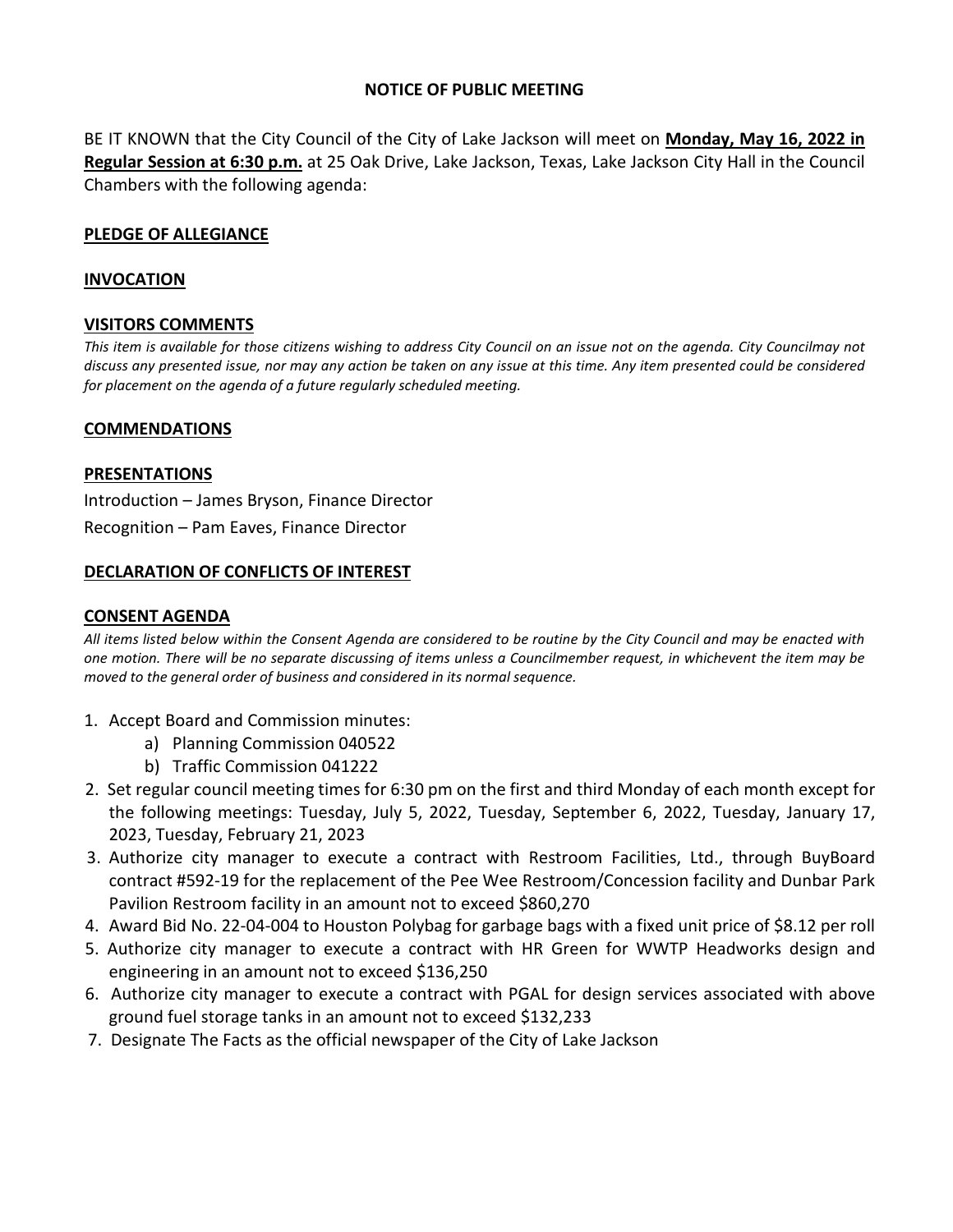**NOTICE OF PUBLIC MEETING**

BE IT KNOWN that the City Council of the City of Lake Jackson will meet on **Monday, May 16, 2022 in Regular Session at 6:30 p.m.** at 25 Oak Drive, Lake Jackson, Texas, Lake Jackson City Hall in the Council Chambers with the following agenda:

**PLEDGE OF ALLEGIANCE**

**INVOCATION**

**VISITORS COMMENTS**

*This item is available for those citizens wishing to address City Council on an issue not on the agenda. City Councilmay not discuss any presented issue, nor may any action be taken on any issue at this time. Any item presented could be considered for placement on the agenda of a future regularly scheduled meeting.*

**COMMENDATIONS**

**PRESENTATIONS**

Introduction – James Bryson, Finance Director

Recognition – Pam Eaves, Finance Director

**DECLARATION OF CONFLICTS OF INTEREST**

**CONSENT AGENDA**

*All items listed below within the Consent Agenda are considered to be routine by the City Council and may be enacted with one motion. There will be no separate discussing of items unless a Councilmember request, in whichevent the item may be moved to the general order of business and considered in its normal sequence.*

1. Accept Board and Commission minutes:
   a) Planning Commission 040522
   b) Traffic Commission 041222
2. Set regular council meeting times for 6:30 pm on the first and third Monday of each month except for the following meetings: Tuesday, July 5, 2022, Tuesday, September 6, 2022, Tuesday, January 17, 2023, Tuesday, February 21, 2023
3. Authorize city manager to execute a contract with Restroom Facilities, Ltd., through BuyBoard contract #592-19 for the replacement of the Pee Wee Restroom/Concession facility and Dunbar Park Pavilion Restroom facility in an amount not to exceed $860,270
4. Award Bid No. 22-04-004 to Houston Polybag for garbage bags with a fixed unit price of $8.12 per roll
5. Authorize city manager to execute a contract with HR Green for WWTP Headworks design and engineering in an amount not to exceed $136,250
6. Authorize city manager to execute a contract with PGAL for design services associated with above ground fuel storage tanks in an amount not to exceed $132,233
7. Designate The Facts as the official newspaper of the City of Lake Jackson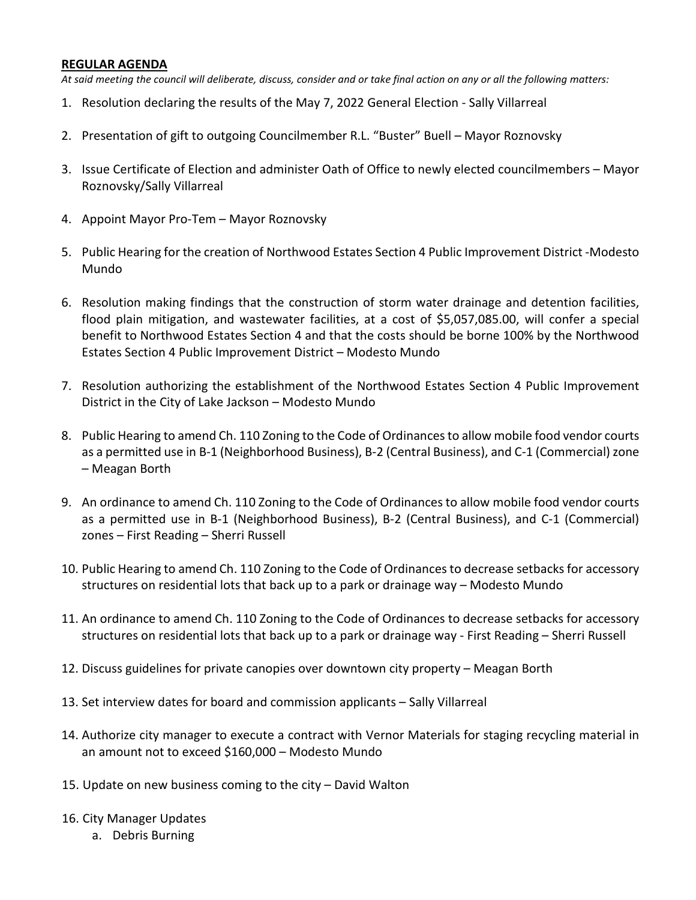**REGULAR AGENDA**

*At said meeting the council will deliberate, discuss, consider and or take final action on any or all the following matters:*

1. Resolution declaring the results of the May 7, 2022 General Election - Sally Villarreal
2. Presentation of gift to outgoing Councilmember R.L. "Buster" Buell – Mayor Roznovsky
3. Issue Certificate of Election and administer Oath of Office to newly elected councilmembers – Mayor Roznovsky/Sally Villarreal
4. Appoint Mayor Pro-Tem – Mayor Roznovsky
5. Public Hearing for the creation of Northwood Estates Section 4 Public Improvement District -Modesto Mundo
6. Resolution making findings that the construction of storm water drainage and detention facilities, flood plain mitigation, and wastewater facilities, at a cost of $5,057,085.00, will confer a special benefit to Northwood Estates Section 4 and that the costs should be borne 100% by the Northwood Estates Section 4 Public Improvement District – Modesto Mundo
7. Resolution authorizing the establishment of the Northwood Estates Section 4 Public Improvement District in the City of Lake Jackson – Modesto Mundo
8. Public Hearing to amend Ch. 110 Zoning to the Code of Ordinances to allow mobile food vendor courts as a permitted use in B-1 (Neighborhood Business), B-2 (Central Business), and C-1 (Commercial) zone – Meagan Borth
9. An ordinance to amend Ch. 110 Zoning to the Code of Ordinances to allow mobile food vendor courts as a permitted use in B-1 (Neighborhood Business), B-2 (Central Business), and C-1 (Commercial) zones – First Reading – Sherri Russell
10. Public Hearing to amend Ch. 110 Zoning to the Code of Ordinances to decrease setbacks for accessory structures on residential lots that back up to a park or drainage way – Modesto Mundo
11. An ordinance to amend Ch. 110 Zoning to the Code of Ordinances to decrease setbacks for accessory structures on residential lots that back up to a park or drainage way - First Reading – Sherri Russell
12. Discuss guidelines for private canopies over downtown city property – Meagan Borth
13. Set interview dates for board and commission applicants – Sally Villarreal
14. Authorize city manager to execute a contract with Vernor Materials for staging recycling material in an amount not to exceed $160,000 – Modesto Mundo
15. Update on new business coming to the city – David Walton
16. City Manager Updates
    a. Debris Burning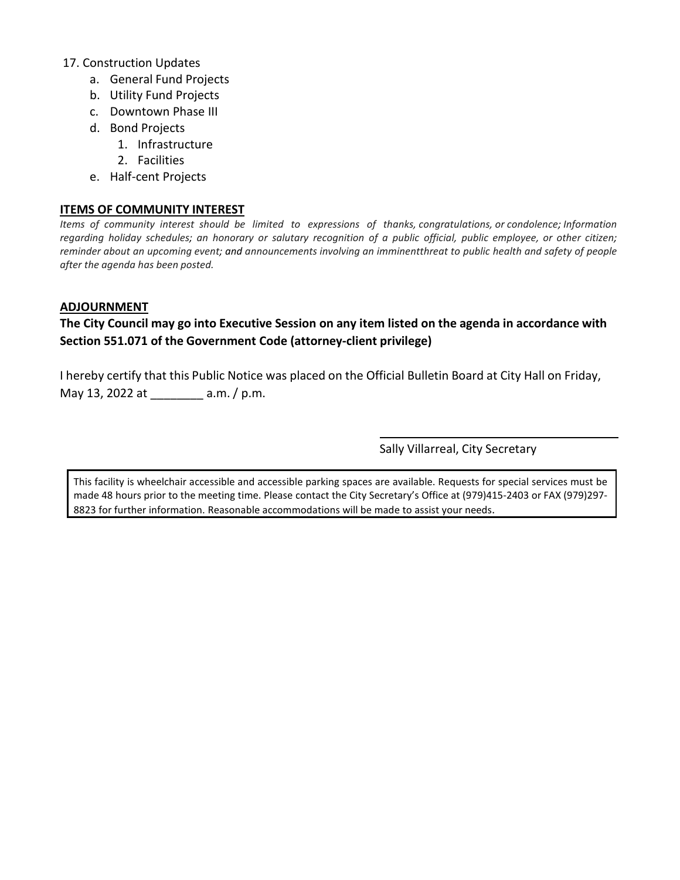17. Construction Updates
    a. General Fund Projects
    b. Utility Fund Projects
    c. Downtown Phase III
    d. Bond Projects
        1. Infrastructure
        2. Facilities
    e. Half-cent Projects

**ITEMS OF COMMUNITY INTEREST**

*Items of community interest should be limited to expressions of thanks, congratulations, or condolence; Information regarding holiday schedules; an honorary or salutary recognition of a public official, public employee, or other citizen; reminder about an upcoming event; and announcements involving an imminentthreat to public health and safety of people after the agenda has been posted.*

**ADJOURNMENT**

**The City Council may go into Executive Session on any item listed on the agenda in accordance with Section 551.071 of the Government Code (attorney-client privilege)**

I hereby certify that this Public Notice was placed on the Official Bulletin Board at City Hall on Friday, May 13, 2022 at ________ a.m. / p.m.

Sally Villarreal, City Secretary

This facility is wheelchair accessible and accessible parking spaces are available. Requests for special services must be made 48 hours prior to the meeting time. Please contact the City Secretary's Office at (979)415-2403 or FAX (979)297-8823 for further information. Reasonable accommodations will be made to assist your needs.